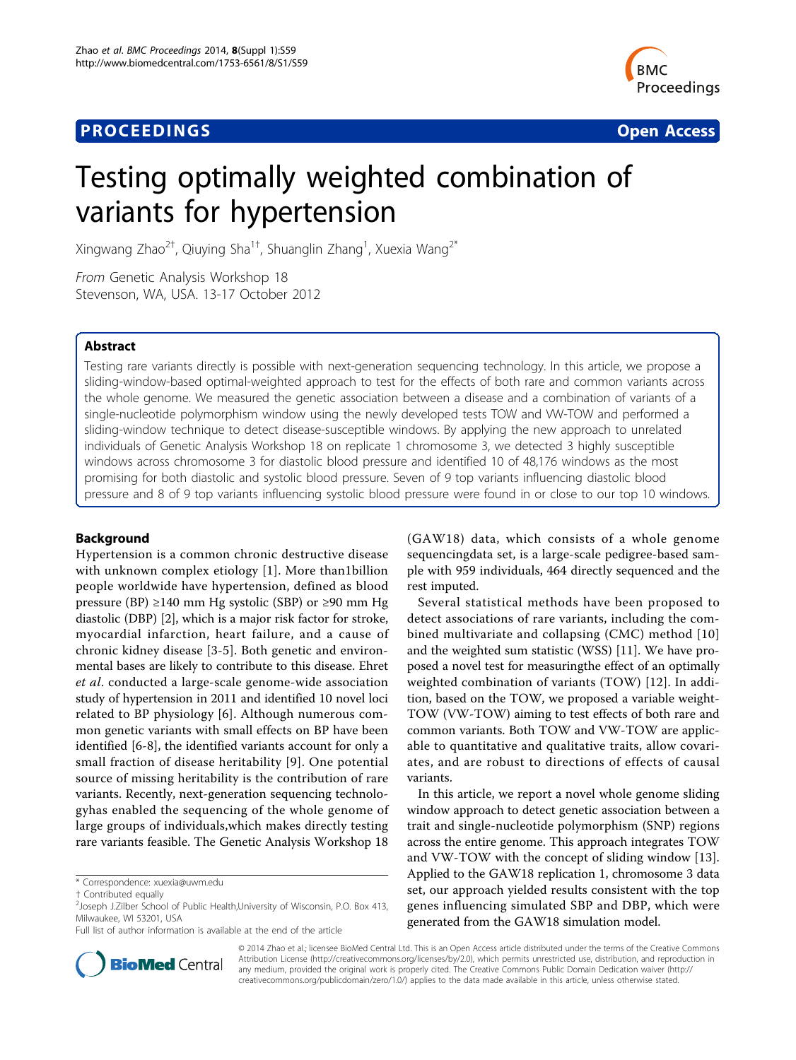**PROCEEDINGS** **Open Access**

# Testing optimally weighted combination of variants for hypertension

Xingwang Zhao[2†], Qiuying Sha[1†], Shuanglin Zhang[1], Xuexia Wang[2*]

*From* Genetic Analysis Workshop 18
Stevenson, WA, USA. 13-17 October 2012

## Abstract

Testing rare variants directly is possible with next-generation sequencing technology. In this article, we propose a sliding-window-based optimal-weighted approach to test for the effects of both rare and common variants across the whole genome. We measured the genetic association between a disease and a combination of variants of a single-nucleotide polymorphism window using the newly developed tests TOW and VW-TOW and performed a sliding-window technique to detect disease-susceptible windows. By applying the new approach to unrelated individuals of Genetic Analysis Workshop 18 on replicate 1 chromosome 3, we detected 3 highly susceptible windows across chromosome 3 for diastolic blood pressure and identified 10 of 48,176 windows as the most promising for both diastolic and systolic blood pressure. Seven of 9 top variants influencing diastolic blood pressure and 8 of 9 top variants influencing systolic blood pressure were found in or close to our top 10 windows.

## Background

Hypertension is a common chronic destructive disease with unknown complex etiology [1]. More than1billion people worldwide have hypertension, defined as blood pressure (BP) ≥140 mm Hg systolic (SBP) or ≥90 mm Hg diastolic (DBP) [2], which is a major risk factor for stroke, myocardial infarction, heart failure, and a cause of chronic kidney disease [3-5]. Both genetic and environmental bases are likely to contribute to this disease. Ehret *et al*. conducted a large-scale genome-wide association study of hypertension in 2011 and identified 10 novel loci related to BP physiology [6]. Although numerous common genetic variants with small effects on BP have been identified [6-8], the identified variants account for only a small fraction of disease heritability [9]. One potential source of missing heritability is the contribution of rare variants. Recently, next-generation sequencing technologyhas enabled the sequencing of the whole genome of large groups of individuals,which makes directly testing rare variants feasible. The Genetic Analysis Workshop 18 (GAW18) data, which consists of a whole genome sequencingdata set, is a large-scale pedigree-based sample with 959 individuals, 464 directly sequenced and the rest imputed.

Several statistical methods have been proposed to detect associations of rare variants, including the combined multivariate and collapsing (CMC) method [10] and the weighted sum statistic (WSS) [11]. We have proposed a novel test for measuringthe effect of an optimally weighted combination of variants (TOW) [12]. In addition, based on the TOW, we proposed a variable weight-TOW (VW-TOW) aiming to test effects of both rare and common variants. Both TOW and VW-TOW are applicable to quantitative and qualitative traits, allow covariates, and are robust to directions of effects of causal variants.

In this article, we report a novel whole genome sliding window approach to detect genetic association between a trait and single-nucleotide polymorphism (SNP) regions across the entire genome. This approach integrates TOW and VW-TOW with the concept of sliding window [13]. Applied to the GAW18 replication 1, chromosome 3 data set, our approach yielded results consistent with the top genes influencing simulated SBP and DBP, which were generated from the GAW18 simulation model.

\* Correspondence: xuexia@uwm.edu
† Contributed equally
[2]Joseph J.Zilber School of Public Health,University of Wisconsin, P.O. Box 413, Milwaukee, WI 53201, USA
Full list of author information is available at the end of the article

© 2014 Zhao et al.; licensee BioMed Central Ltd. This is an Open Access article distributed under the terms of the Creative Commons Attribution License (http://creativecommons.org/licenses/by/2.0), which permits unrestricted use, distribution, and reproduction in any medium, provided the original work is properly cited. The Creative Commons Public Domain Dedication waiver (http://creativecommons.org/publicdomain/zero/1.0/) applies to the data made available in this article, unless otherwise stated.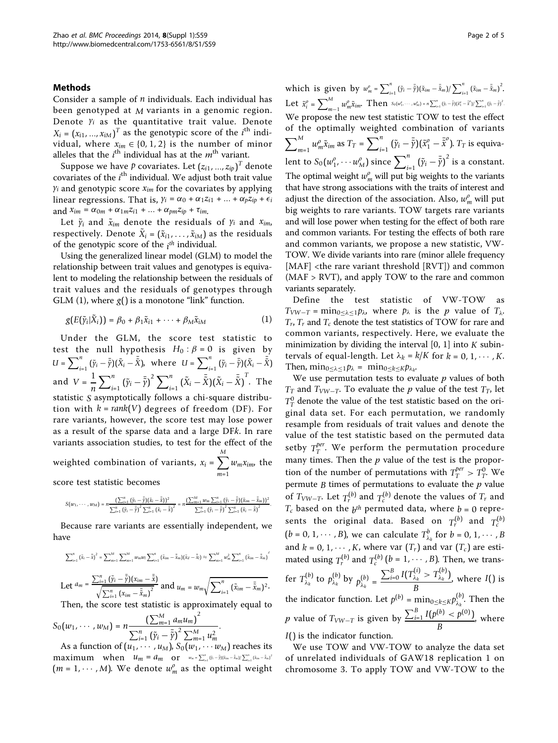## Methods

Consider a sample of $n$ individuals. Each individual has been genotyped at $M$ variants in a genomic region. Denote $y_i$ as the quantitative trait value. Denote $X_i = (x_{i1}, ..., x_{iM})^T$ as the genotypic score of the $i^{\text{th}}$ individual, where $x_{im} \in \{0, 1, 2\}$ is the number of minor alleles that the $i^{\text{th}}$ individual has at the $m^{\text{th}}$ variant.

Suppose we have $p$ covariates. Let $(z_{i1}, ..., z_{ip})^T$ denote covariates of the $i^{\text{th}}$ individual. We adjust both trait value $y_i$ and genotypic score $x_{im}$ for the covariates by applying linear regressions. That is, $y_i = \alpha_0 + \alpha_1 z_{i1} + ... + \alpha_p z_{ip} + \epsilon_i$ and $x_{im} = \alpha_{0m} + \alpha_{1m} z_{i1} + ... + \alpha_{pm} z_{ip} + \tau_{im}$.

Let $\tilde{y}_i$ and $\tilde{x}_{im}$ denote the residuals of $y_i$ and $x_{im}$, respectively. Denote $\tilde{X}_i = (\tilde{x}_{i1}, \ldots, \tilde{x}_{iM})$ as the residuals of the genotypic score of the $i^{th}$ individual.

Using the generalized linear model (GLM) to model the relationship between trait values and genotypes is equivalent to modeling the relationship between the residuals of trait values and the residuals of genotypes through GLM (1), where $g()$ is a monotone "link" function.

$$g(E(\tilde{y}_i|\tilde{X}_i)) = \beta_0 + \beta_1 \tilde{x}_{i1} + \cdots + \beta_M \tilde{x}_{iM} \quad (1)$$

Under the GLM, the score test statistic to test the null hypothesis $H_0 : \beta = 0$ is given by $U = \sum_{i=1}^{n} (\tilde{y}_i - \bar{\tilde{y}})(\tilde{X}_i - \bar{\tilde{X}})$, where $U = \sum_{i=1}^{n} (\tilde{y}_i - \bar{\tilde{y}})(\tilde{X}_i - \bar{\tilde{X}})$ and $V = \frac{1}{n} \sum_{i=1}^{n} (\tilde{y}_i - \bar{\tilde{y}})^2 \sum_{i=1}^{n} (\tilde{X}_i - \bar{\tilde{X}})(\tilde{X}_i - \bar{\tilde{X}})^T$. The statistic $S$ asymptotically follows a chi-square distribution with $k = rank(V)$ degrees of freedom (DF). For rare variants, however, the score test may lose power as a result of the sparse data and a large DF$k$. In rare variants association studies, to test for the effect of the weighted combination of variants, $x_i = \sum_{m=1}^{M} w_m x_{im}$, the score test statistic becomes

$$S(w_1, \cdots, w_M) = n \frac{(\sum_{i=1}^{n} (\tilde{y}_i - \bar{\tilde{y}})(\tilde{x}_i - \bar{\tilde{x}}))^2}{\sum_{i=1}^{n} (\tilde{y}_i - \bar{\tilde{y}})^2 \sum_{i=1}^{n} (\tilde{x}_i - \bar{\tilde{x}})^2} = n \frac{(\sum_{m=1}^{M} w_m \sum_{i=1}^{n} (\tilde{y}_i - \bar{\tilde{y}})(\tilde{x}_{im} - \bar{\tilde{x}}_m))^2}{\sum_{i=1}^{n} (\tilde{y}_i - \bar{\tilde{y}})^2 \sum_{i=1}^{n} (\tilde{x}_i - \bar{\tilde{x}})^2}.$$

Because rare variants are essentially independent, we have

$$\sum_{i=1}^{n} (\tilde{x}_i - \bar{\tilde{x}})^2 = \sum_{m=1}^{M} \sum_{m=1}^{M} w_m w_l \sum_{i=1}^{n} (\tilde{x}_{im} - \bar{\tilde{x}}_m)(\tilde{x}_{il} - \bar{\tilde{x}}_l) \approx \sum_{m=1}^{M} w_m^2 \sum_{i=1}^{n} (\tilde{x}_{im} - \bar{\tilde{x}}_m)^2$$

Let $a_m = \frac{\sum_{i=1}^{n} (\tilde{y}_i - \bar{\tilde{y}})(x_{im} - \bar{\tilde{x}})}{\sqrt{\sum_{i=1}^{n} (x_{im} - \bar{\tilde{x}}_m)^2}}$ and $u_m = w_m \sqrt{\sum_{i=1}^{n} (\tilde{x}_{im} - \bar{\tilde{x}}_m)^2}$.

Then, the score test statistic is approximately equal to

$$S_0(w_1, \cdots, w_M) = n \frac{\left(\sum_{m=1}^{M} a_m u_m\right)^2}{\sum_{i=1}^{n} (\tilde{y}_i - \bar{\tilde{y}})^2 \sum_{m=1}^{M} u_m^2}.$$

As a function of $(u_1, \cdots, u_M)$, $S_0(w_1, \cdots w_M)$ reaches its maximum when $u_m = a_m$ or $w_m = \sum_{i=1}^{n} (\tilde{y}_i - \bar{\tilde{y}})(\tilde{x}_{im} - \bar{\tilde{x}}_m) / \sum_{i=1}^{n} (\tilde{x}_{im} - \bar{\tilde{x}}_m)^2$ $(m = 1, \cdots, M)$. We denote $w_m^o$ as the optimal weight which is given by $w_m^o = \sum_{i=1}^{n} (\tilde{y}_i - \bar{\tilde{y}})(\tilde{x}_{im} - \bar{\tilde{x}}_m) / \sum_{i=1}^{n} (\tilde{x}_{im} - \bar{\tilde{x}}_m)^2$. Let $\tilde{x}_i^o = \sum_{m-1}^{M} w_m^o \tilde{x}_{im}$. Then $S_0(w_1^o, \cdots, w_M^o) = n \sum_{i=1}^{n} (\tilde{y}_i - \bar{\tilde{y}})(\tilde{x}_i^o - \bar{\tilde{x}}^o) / \sum_{i=1}^{n} (\tilde{y}_i - \bar{\tilde{y}})^2$. We propose the new test statistic TOW to test the effect of the optimally weighted combination of variants $\sum_{m=1}^{M} w_m^o \tilde{x}_{im}$ as $T_T = \sum_{i=1}^{n} (\tilde{y}_i - \bar{\tilde{y}})(\tilde{x}_1^o - \bar{\tilde{x}}^o)$. $T_T$ is equivalent to $S_0(w_1^o, \cdots w_M^o)$ since $\sum_{i=1}^{n} (\tilde{y}_i - \bar{\tilde{y}})^2$ is a constant. The optimal weight $w_m^o$ will put big weights to the variants that have strong associations with the traits of interest and adjust the direction of the association. Also, $w_m^o$ will put big weights to rare variants. TOW targets rare variants and will lose power when testing for the effect of both rare and common variants. For testing the effects of both rare and common variants, we propose a new statistic, VW-TOW. We divide variants into rare (minor allele frequency [MAF] <the rare variant threshold [RVT]) and common (MAF > RVT), and apply TOW to the rare and common variants separately.

Define the test statistic of VW-TOW as $T_{VW-T} = \min_{0 \le \lambda \le 1} p_\lambda$, where $p_\lambda$ is the $p$ value of $T_\lambda$. $T_r$, $T_r$ and $T_c$ denote the test statistics of TOW for rare and common variants, respectively. Here, we evaluate the minimization by dividing the interval [0, 1] into $K$ subintervals of equal-length. Let $\lambda_k = k/K$ for $k = 0, 1, \cdots, K$. Then, $\min_{0 \le \lambda \le 1} p_\lambda = \min_{0 \le k \le K} p_{\lambda_k}$.

We use permutation tests to evaluate $p$ values of both $T_T$ and $T_{VW-T}$. To evaluate the $p$ value of the test $T_T$, let $T_T^0$ denote the value of the test statistic based on the original data set. For each permutation, we randomly resample from residuals of trait values and denote the value of the test statistic based on the permuted data setby $T_T^{per}$. We perform the permutation procedure many times. Then the $p$ value of the test is the proportion of the number of permutations with $T_T^{per} > T_T^0$. We permute $B$ times of permutations to evaluate the $p$ value of $T_{VW-T}$. Let $T_r^{(b)}$ and $T_c^{(b)}$ denote the values of $T_r$ and $T_c$ based on the $b^{th}$ permuted data, where $b = 0$ represents the original data. Based on $T_r^{(b)}$ and $T_c^{(b)}$ $(b = 0, 1, \cdots, B)$, we can calculate $T_{\lambda_k}^b$ for $b = 0, 1, \cdots, B$ and $k = 0, 1, \cdots, K$, where var $(T_r)$ and var $(T_c)$ are estimated using $T_r^{(b)}$ and $T_c^{(b)}$ $(b = 1, \cdots, B)$. Then, we transfer $T_{\lambda_k}^{(b)}$ to $p_{\lambda_k}^{(b)}$ by $p_{\lambda_k}^{(b)} = \frac{\sum_{i=0}^{B} I(T_{\lambda_k}^{(i)} > T_{\lambda_k}^{(b)})}{B}$, where $I()$ is the indicator function. Let $p^{(b)} = \min_{0 \le k \le K} p_{\lambda_k}^{(b)}$. Then the $p$ value of $T_{VW-T}$ is given by $\frac{\sum_{i=1}^{B} I(p^{(b)} < p^{(0)})}{B}$, where $I()$ is the indicator function.

We use TOW and VW-TOW to analyze the data set of unrelated individuals of GAW18 replication 1 on chromosome 3. To apply TOW and VW-TOW to the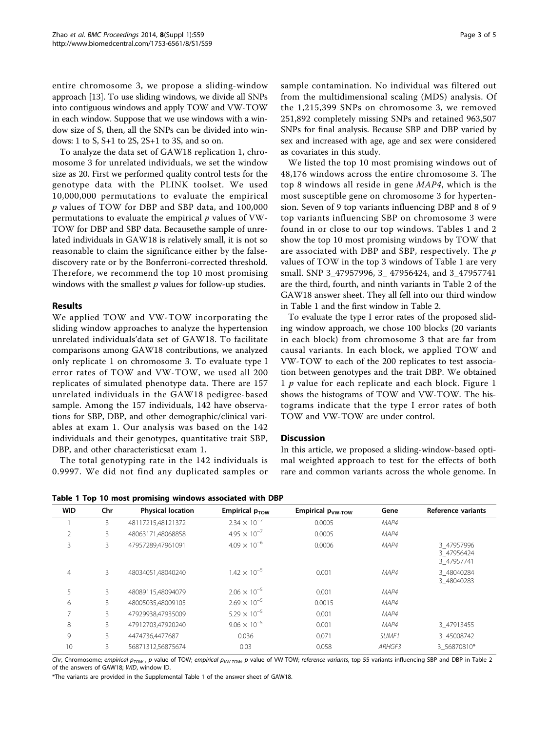entire chromosome 3, we propose a sliding-window approach [13]. To use sliding windows, we divide all SNPs into contiguous windows and apply TOW and VW-TOW in each window. Suppose that we use windows with a window size of S, then, all the SNPs can be divided into windows: 1 to S, S+1 to 2S, 2S+1 to 3S, and so on.

To analyze the data set of GAW18 replication 1, chromosome 3 for unrelated individuals, we set the window size as 20. First we performed quality control tests for the genotype data with the PLINK toolset. We used 10,000,000 permutations to evaluate the empirical $p$ values of TOW for DBP and SBP data, and 100,000 permutations to evaluate the empirical $p$ values of VW-TOW for DBP and SBP data. Becausethe sample of unrelated individuals in GAW18 is relatively small, it is not so reasonable to claim the significance either by the false-discovery rate or by the Bonferroni-corrected threshold. Therefore, we recommend the top 10 most promising windows with the smallest $p$ values for follow-up studies.

## Results

We applied TOW and VW-TOW incorporating the sliding window approaches to analyze the hypertension unrelated individuals'data set of GAW18. To facilitate comparisons among GAW18 contributions, we analyzed only replicate 1 on chromosome 3. To evaluate type I error rates of TOW and VW-TOW, we used all 200 replicates of simulated phenotype data. There are 157 unrelated individuals in the GAW18 pedigree-based sample. Among the 157 individuals, 142 have observations for SBP, DBP, and other demographic/clinical variables at exam 1. Our analysis was based on the 142 individuals and their genotypes, quantitative trait SBP, DBP, and other characteristicsat exam 1.

The total genotyping rate in the 142 individuals is 0.9997. We did not find any duplicated samples or sample contamination. No individual was filtered out from the multidimensional scaling (MDS) analysis. Of the 1,215,399 SNPs on chromosome 3, we removed 251,892 completely missing SNPs and retained 963,507 SNPs for final analysis. Because SBP and DBP varied by sex and increased with age, age and sex were considered as covariates in this study.

We listed the top 10 most promising windows out of 48,176 windows across the entire chromosome 3. The top 8 windows all reside in gene *MAP4*, which is the most susceptible gene on chromosome 3 for hypertension. Seven of 9 top variants influencing DBP and 8 of 9 top variants influencing SBP on chromosome 3 were found in or close to our top windows. Tables 1 and 2 show the top 10 most promising windows by TOW that are associated with DBP and SBP, respectively. The $p$ values of TOW in the top 3 windows of Table 1 are very small. SNP 3_47957996, 3_ 47956424, and 3_47957741 are the third, fourth, and ninth variants in Table 2 of the GAW18 answer sheet. They all fell into our third window in Table 1 and the first window in Table 2.

To evaluate the type I error rates of the proposed sliding window approach, we chose 100 blocks (20 variants in each block) from chromosome 3 that are far from causal variants. In each block, we applied TOW and VW-TOW to each of the 200 replicates to test association between genotypes and the trait DBP. We obtained 1 $p$ value for each replicate and each block. Figure 1 shows the histograms of TOW and VW-TOW. The histograms indicate that the type I error rates of both TOW and VW-TOW are under control.

## Discussion

In this article, we proposed a sliding-window-based optimal weighted approach to test for the effects of both rare and common variants across the whole genome. In

**Table 1 Top 10 most promising windows associated with DBP**

| WID | Chr | Physical location | Empirical $p_{TOW}$ | Empirical $p_{VW\text{-}TOW}$ | Gene | Reference variants |
|---|---|---|---|---|---|---|
| 1 | 3 | 48117215,48121372 | $2.34 \times 10^{-7}$ | 0.0005 | *MAP4* | |
| 2 | 3 | 48063171,48068858 | $4.95 \times 10^{-7}$ | 0.0005 | *MAP4* | |
| 3 | 3 | 47957289,47961091 | $4.09 \times 10^{-6}$ | 0.0006 | *MAP4* | 3_47957996 3_47956424 3_47957741 |
| 4 | 3 | 48034051,48040240 | $1.42 \times 10^{-5}$ | 0.001 | *MAP4* | 3_48040284 3_48040283 |
| 5 | 3 | 48089115,48094079 | $2.06 \times 10^{-5}$ | 0.001 | *MAP4* | |
| 6 | 3 | 48005035,48009105 | $2.69 \times 10^{-5}$ | 0.0015 | *MAP4* | |
| 7 | 3 | 47929938,47935009 | $5.29 \times 10^{-5}$ | 0.001 | *MAP4* | |
| 8 | 3 | 47912703,47920240 | $9.06 \times 10^{-5}$ | 0.001 | *MAP4* | 3_47913455 |
| 9 | 3 | 4474736,4477687 | 0.036 | 0.071 | *SUMF1* | 3_45008742 |
| 10 | 3 | 56871312,56875674 | 0.03 | 0.058 | *ARHGF3* | 3_56870810* |

*Chr*, Chromosome; *empirical* $p_{TOW}$, *p* value of TOW; *empirical* $p_{VW\text{-}TOW}$, *p* value of VW-TOW; *reference variants*, top 55 variants influencing SBP and DBP in Table 2 of the answers of GAW18; *WID*, window ID.

*The variants are provided in the Supplemental Table 1 of the answer sheet of GAW18.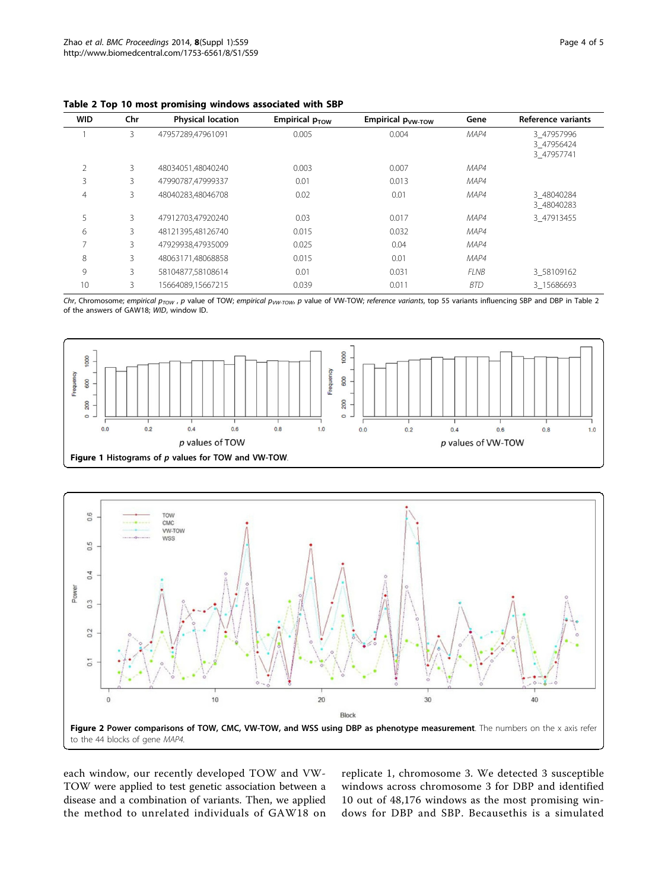**Table 2 Top 10 most promising windows associated with SBP**

| WID | Chr | Physical location | Empirical $p_{TOW}$ | Empirical $p_{VW\text{-}TOW}$ | Gene | Reference variants |
|---|---|---|---|---|---|---|
| 1 | 3 | 47957289,47961091 | 0.005 | 0.004 | *MAP4* | 3_47957996 3_47956424 3_47957741 |
| 2 | 3 | 48034051,48040240 | 0.003 | 0.007 | *MAP4* | |
| 3 | 3 | 47990787,47999337 | 0.01 | 0.013 | *MAP4* | |
| 4 | 3 | 48040283,48046708 | 0.02 | 0.01 | *MAP4* | 3_48040284 3_48040283 |
| 5 | 3 | 47912703,47920240 | 0.03 | 0.017 | *MAP4* | 3_47913455 |
| 6 | 3 | 48121395,48126740 | 0.015 | 0.032 | *MAP4* | |
| 7 | 3 | 47929938,47935009 | 0.025 | 0.04 | *MAP4* | |
| 8 | 3 | 48063171,48068858 | 0.015 | 0.01 | *MAP4* | |
| 9 | 3 | 58104877,58108614 | 0.01 | 0.031 | *FLNB* | 3_58109162 |
| 10 | 3 | 15664089,15667215 | 0.039 | 0.011 | *BTD* | 3_15686693 |

*Chr*, Chromosome; *empirical* $p_{TOW}$ , *p* value of TOW; *empirical* $p_{VW\text{-}TOW}$, *p* value of VW-TOW; *reference variants*, top 55 variants influencing SBP and DBP in Table 2 of the answers of GAW18; *WID*, window ID.

**Figure 1 Histograms of *p* values for TOW and VW-TOW**.

**Figure 2 Power comparisons of TOW, CMC, VW-TOW, and WSS using DBP as phenotype measurement**. The numbers on the x axis refer to the 44 blocks of gene *MAP4*.

each window, our recently developed TOW and VW-TOW were applied to test genetic association between a disease and a combination of variants. Then, we applied the method to unrelated individuals of GAW18 on replicate 1, chromosome 3. We detected 3 susceptible windows across chromosome 3 for DBP and identified 10 out of 48,176 windows as the most promising windows for DBP and SBP. Becausethis is a simulated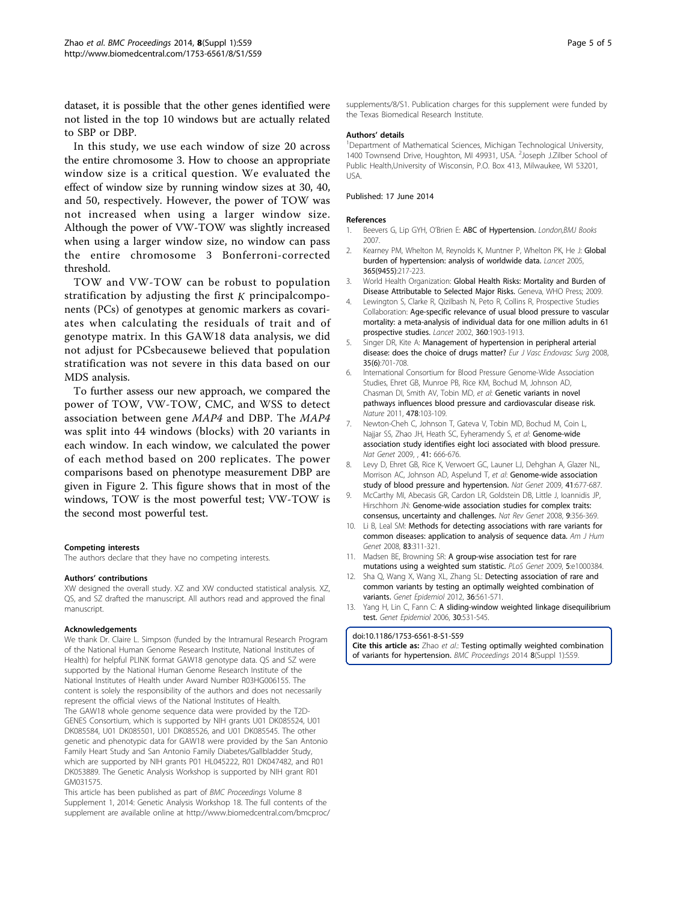dataset, it is possible that the other genes identified were not listed in the top 10 windows but are actually related to SBP or DBP.

In this study, we use each window of size 20 across the entire chromosome 3. How to choose an appropriate window size is a critical question. We evaluated the effect of window size by running window sizes at 30, 40, and 50, respectively. However, the power of TOW was not increased when using a larger window size. Although the power of VW-TOW was slightly increased when using a larger window size, no window can pass the entire chromosome 3 Bonferroni-corrected threshold.

TOW and VW-TOW can be robust to population stratification by adjusting the first $K$ principalcomponents (PCs) of genotypes at genomic markers as covariates when calculating the residuals of trait and of genotype matrix. In this GAW18 data analysis, we did not adjust for PCsbecausewe believed that population stratification was not severe in this data based on our MDS analysis.

To further assess our new approach, we compared the power of TOW, VW-TOW, CMC, and WSS to detect association between gene *MAP4* and DBP. The *MAP4* was split into 44 windows (blocks) with 20 variants in each window. In each window, we calculated the power of each method based on 200 replicates. The power comparisons based on phenotype measurement DBP are given in Figure 2. This figure shows that in most of the windows, TOW is the most powerful test; VW-TOW is the second most powerful test.

#### Competing interests

The authors declare that they have no competing interests.

#### Authors' contributions

XW designed the overall study. XZ and XW conducted statistical analysis. XZ, QS, and SZ drafted the manuscript. All authors read and approved the final manuscript.

#### Acknowledgements

We thank Dr. Claire L. Simpson (funded by the Intramural Research Program of the National Human Genome Research Institute, National Institutes of Health) for helpful PLINK format GAW18 genotype data. QS and SZ were supported by the National Human Genome Research Institute of the National Institutes of Health under Award Number R03HG006155. The content is solely the responsibility of the authors and does not necessarily represent the official views of the National Institutes of Health.
The GAW18 whole genome sequence data were provided by the T2D-GENES Consortium, which is supported by NIH grants U01 DK085524, U01 DK085584, U01 DK085501, U01 DK085526, and U01 DK085545. The other genetic and phenotypic data for GAW18 were provided by the San Antonio Family Heart Study and San Antonio Family Diabetes/Gallbladder Study, which are supported by NIH grants P01 HL045222, R01 DK047482, and R01 DK053889. The Genetic Analysis Workshop is supported by NIH grant R01 GM031575.
This article has been published as part of *BMC Proceedings* Volume 8 Supplement 1, 2014: Genetic Analysis Workshop 18. The full contents of the supplement are available online at http://www.biomedcentral.com/bmcproc/supplements/8/S1. Publication charges for this supplement were funded by the Texas Biomedical Research Institute.

#### Authors' details

[1]Department of Mathematical Sciences, Michigan Technological University, 1400 Townsend Drive, Houghton, MI 49931, USA. [2]Joseph J.Zilber School of Public Health,University of Wisconsin, P.O. Box 413, Milwaukee, WI 53201, USA.

Published: 17 June 2014

#### References

1. Beevers G, Lip GYH, O'Brien E: **ABC of Hypertension.** *London,BMJ Books* 2007.
2. Kearney PM, Whelton M, Reynolds K, Muntner P, Whelton PK, He J: **Global burden of hypertension: analysis of worldwide data.** *Lancet* 2005, **365(9455)**:217-223.
3. World Health Organization: **Global Health Risks: Mortality and Burden of Disease Attributable to Selected Major Risks.** Geneva, WHO Press; 2009.
4. Lewington S, Clarke R, Qizilbash N, Peto R, Collins R, Prospective Studies Collaboration: **Age-specific relevance of usual blood pressure to vascular mortality: a meta-analysis of individual data for one million adults in 61 prospective studies.** *Lancet* 2002, **360**:1903-1913.
5. Singer DR, Kite A: **Management of hypertension in peripheral arterial disease: does the choice of drugs matter?** *Eur J Vasc Endovasc Surg* 2008, **35(6)**:701-708.
6. International Consortium for Blood Pressure Genome-Wide Association Studies, Ehret GB, Munroe PB, Rice KM, Bochud M, Johnson AD, Chasman DI, Smith AV, Tobin MD, *et al*: **Genetic variants in novel pathways influences blood pressure and cardiovascular disease risk.** *Nature* 2011, **478**:103-109.
7. Newton-Cheh C, Johnson T, Gateva V, Tobin MD, Bochud M, Coin L, Najjar SS, Zhao JH, Heath SC, Eyheramendy S, *et al*: **Genome-wide association study identifies eight loci associated with blood pressure.** *Nat Genet* 2009, , **41**: 666-676.
8. Levy D, Ehret GB, Rice K, Verwoert GC, Launer LJ, Dehghan A, Glazer NL, Morrison AC, Johnson AD, Aspelund T, *et al*: **Genome-wide association study of blood pressure and hypertension.** *Nat Genet* 2009, **41**:677-687.
9. McCarthy MI, Abecasis GR, Cardon LR, Goldstein DB, Little J, Ioannidis JP, Hirschhorn JN: **Genome-wide association studies for complex traits: consensus, uncertainty and challenges.** *Nat Rev Genet* 2008, **9**:356-369.
10. Li B, Leal SM: **Methods for detecting associations with rare variants for common diseases: application to analysis of sequence data.** *Am J Hum Genet* 2008, **83**:311-321.
11. Madsen BE, Browning SR: **A group-wise association test for rare mutations using a weighted sum statistic.** *PLoS Genet* 2009, **5**:e1000384.
12. Sha Q, Wang X, Wang XL, Zhang SL: **Detecting association of rare and common variants by testing an optimally weighted combination of variants.** *Genet Epidemiol* 2012, **36**:561-571.
13. Yang H, Lin C, Fann C: **A sliding-window weighted linkage disequilibrium test.** *Genet Epidemiol* 2006, **30**:531-545.

doi:10.1186/1753-6561-8-S1-S59
**Cite this article as:** Zhao *et al.*: Testing optimally weighted combination of variants for hypertension. *BMC Proceedings* 2014 8(Suppl 1):S59.